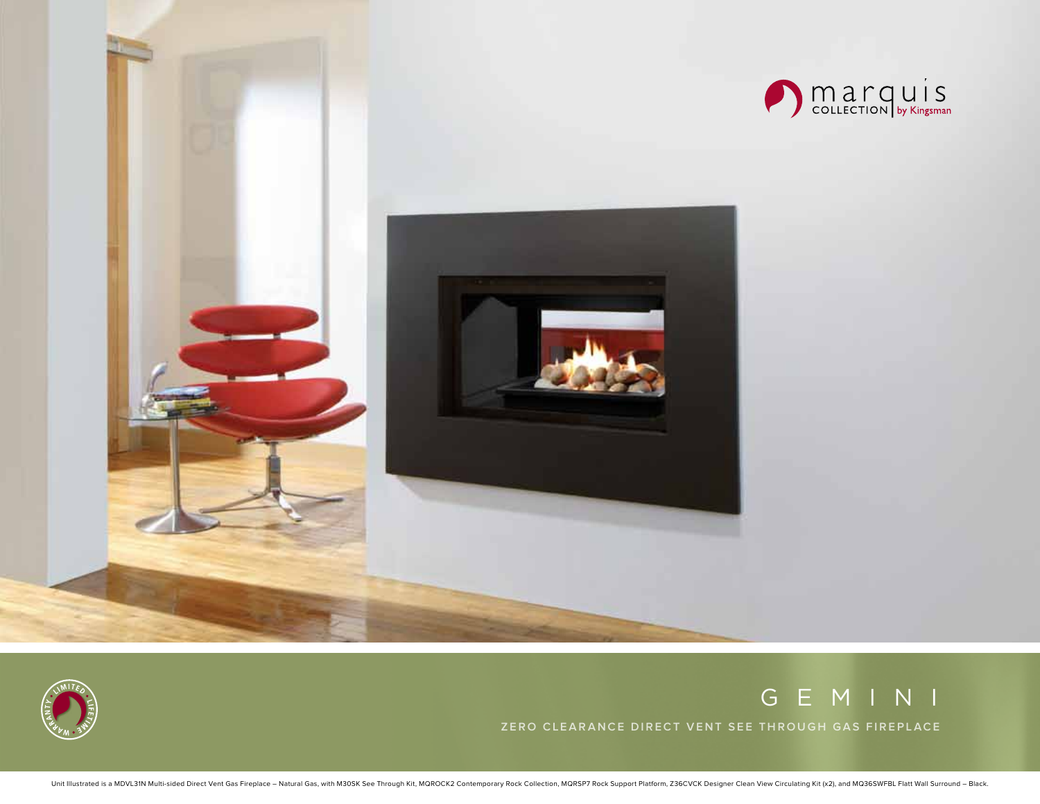marquis COLLECTION | by Kingsman

LIMITED LIFETIME WARRANTY

# G E M I N I

ZERO CLEARANCE DIRECT VENT SEE THROUGH GAS FIREPLACE

Unit Illustrated is a MDVL31N Multi-sided Direct Vent Gas Fireplace – Natural Gas, with M30SK See Through Kit, MQROCK2 Contemporary Rock Collection, MQRSP7 Rock Support Platform, Z36CVCK Designer Clean View Circulating Kit (x2), and MQ36SWFBL Flatt Wall Surround – Black.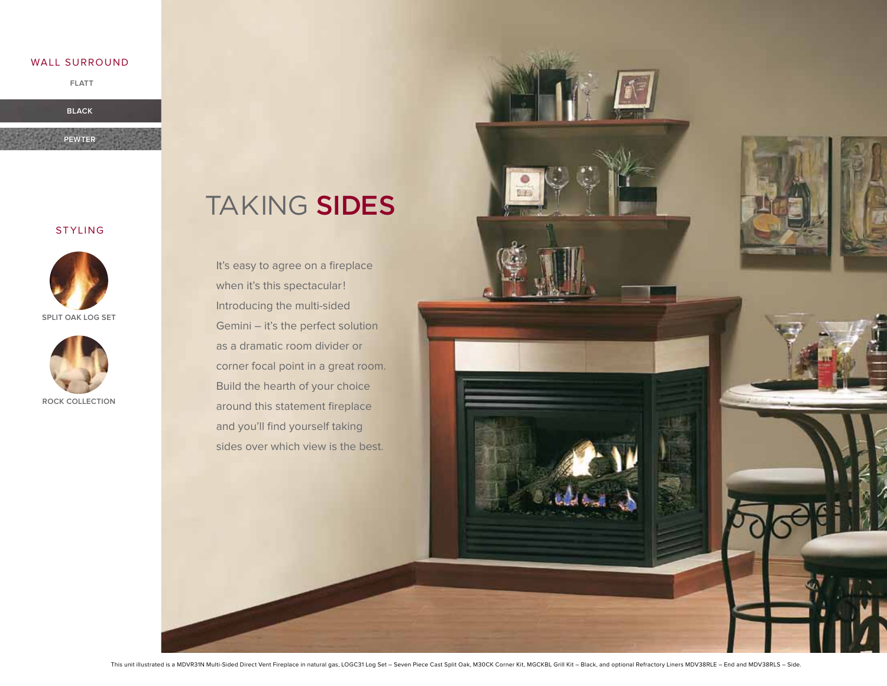## WALL SURROUND

FLATT

BLACK

PEWTER

## STYLING

SPLIT OAK LOG SET

ROCK COLLECTION

# TAKING **SIDES**

It's easy to agree on a fireplace when it's this spectacular! Introducing the multi-sided Gemini – it's the perfect solution as a dramatic room divider or corner focal point in a great room. Build the hearth of your choice around this statement fireplace and you'll find yourself taking sides over which view is the best.

This unit illustrated is a MDVR31N Multi-Sided Direct Vent Fireplace in natural gas, LOGC31 Log Set – Seven Piece Cast Split Oak, M30CK Corner Kit, MGCKBL Grill Kit – Black, and optional Refractory Liners MDV38RLE – End and MDV38RLS – Side.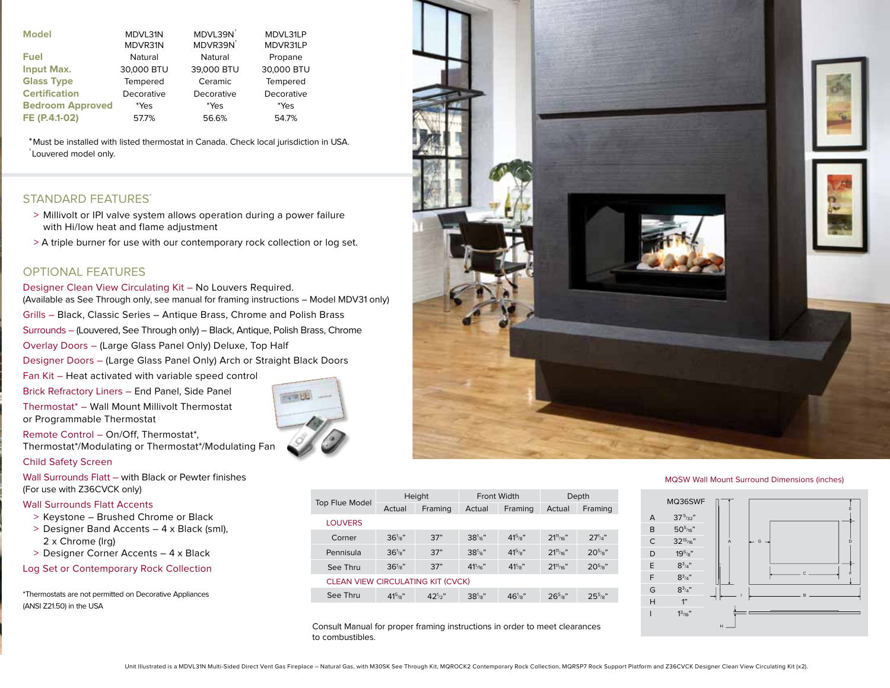| Model | MDVL31N<br>MDVR31N | MDVL39N[†]<br>MDVR39N[†] | MDVL31LP<br>MDVR31LP |
|---|---|---|---|
| Fuel | Natural | Natural | Propane |
| Input Max. | 30,000 BTU | 39,000 BTU | 30,000 BTU |
| Glass Type | Tempered | Ceramic | Tempered |
| Certification | Decorative | Decorative | Decorative |
| Bedroom Approved | *Yes | *Yes | *Yes |
| FE (P.4.1-02) | 57.7% | 56.6% | 54.7% |

*Must be installed with listed thermostat in Canada. Check local jurisdiction in USA.
[†]Louvered model only.

## STANDARD FEATURES*

> Millivolt or IPI valve system allows operation during a power failure with Hi/low heat and flame adjustment

> A triple burner for use with our contemporary rock collection or log set.

## OPTIONAL FEATURES

Designer Clean View Circulating Kit – No Louvers Required.
(Available as See Through only, see manual for framing instructions – Model MDV31 only)

Grills – Black, Classic Series – Antique Brass, Chrome and Polish Brass

Surrounds – (Louvered, See Through only) – Black, Antique, Polish Brass, Chrome

Overlay Doors – (Large Glass Panel Only) Deluxe, Top Half

Designer Doors – (Large Glass Panel Only) Arch or Straight Black Doors

Fan Kit – Heat activated with variable speed control

Brick Refractory Liners – End Panel, Side Panel

Thermostat* – Wall Mount Millivolt Thermostat or Programmable Thermostat

Remote Control – On/Off, Thermostat*, Thermostat*/Modulating or Thermostat*/Modulating Fan

Child Safety Screen

Wall Surrounds Flatt – with Black or Pewter finishes
(For use with Z36CVCK only)

Wall Surrounds Flatt Accents

> Keystone – Brushed Chrome or Black

> Designer Band Accents – 4 x Black (sml), 2 x Chrome (lrg)

> Designer Corner Accents – 4 x Black

Log Set or Contemporary Rock Collection

*Thermostats are not permitted on Decorative Appliances (ANSI Z21.50) in the USA

| Top Flue Model | Height | | Front Width | | Depth | |
|---|---|---|---|---|---|---|
| | Actual | Framing | Actual | Framing | Actual | Framing |
| LOUVERS | | | | | | |
| Corner | 36⅛" | 37" | 38⅙" | 41⅝" | 21¹¹⁄₁₆" | 27¼" |
| Pennisula | 36⅛" | 37" | 38⅙" | 41⅝" | 21¹¹⁄₁₆" | 20⅝" |
| See Thru | 36⅛" | 37" | 41¹⁄₁₆" | 41⅞" | 21¹¹⁄₁₆" | 20⅝" |
| CLEAN VIEW CIRCULATING KIT (CVCK) | | | | | | |
| See Thru | 41⅝" | 42½" | 38⅛" | 46⅛" | 26⅝" | 25⅝" |

Consult Manual for proper framing instructions in order to meet clearances to combustibles.

MQSW Wall Mount Surround Dimensions (inches)

| MQ36SWF | |
|---|---|
| A | 37⁵⁄₃₂" |
| B | 50⁵⁄₁₆" |
| C | 32¹⁵⁄₁₆" |
| D | 19⅝" |
| E | 8¾" |
| F | 8¾" |
| G | 8¾" |
| H | 1" |
| I | 1³⁄₁₆" |

Unit Illustrated is a MDVL31N Multi-Sided Direct Vent Gas Fireplace – Natural Gas, with M30SK See Through Kit, MQROCK2 Contemporary Rock Collection, MQRSP7 Rock Support Platform and Z36CVCK Designer Clean View Circulating Kit (x2).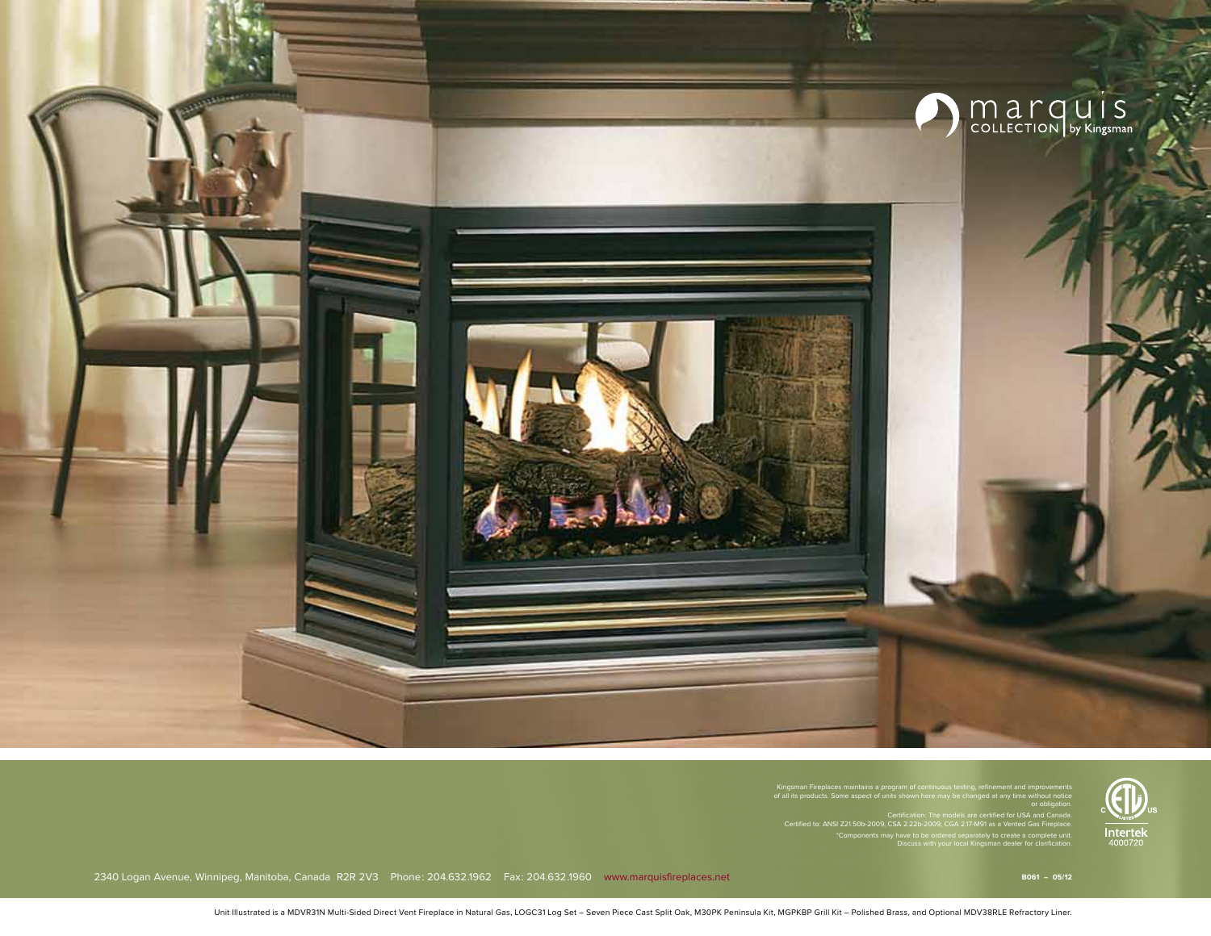marquis COLLECTION | by Kingsman

Kingsman Fireplaces maintains a program of continuous testing, refinement and improvements of all its products. Some aspect of units shown here may be changed at any time without notice or obligation.

Certification: The models are certified for USA and Canada.
Certified to: ANSI Z21.50b-2009, CSA 2.22b-2009, CGA 2.17-M91 as a Vented Gas Fireplace.

*Components may have to be ordered separately to create a complete unit. Discuss with your local Kingsman dealer for clarification.

Intertek 4000720

2340 Logan Avenue, Winnipeg, Manitoba, Canada R2R 2V3 Phone: 204.632.1962 Fax: 204.632.1960 www.marquisfireplaces.net

B061 – 05/12

Unit Illustrated is a MDVR31N Multi-Sided Direct Vent Fireplace in Natural Gas, LOGC31 Log Set – Seven Piece Cast Split Oak, M30PK Peninsula Kit, MGPKBP Grill Kit – Polished Brass, and Optional MDV38RLE Refractory Liner.